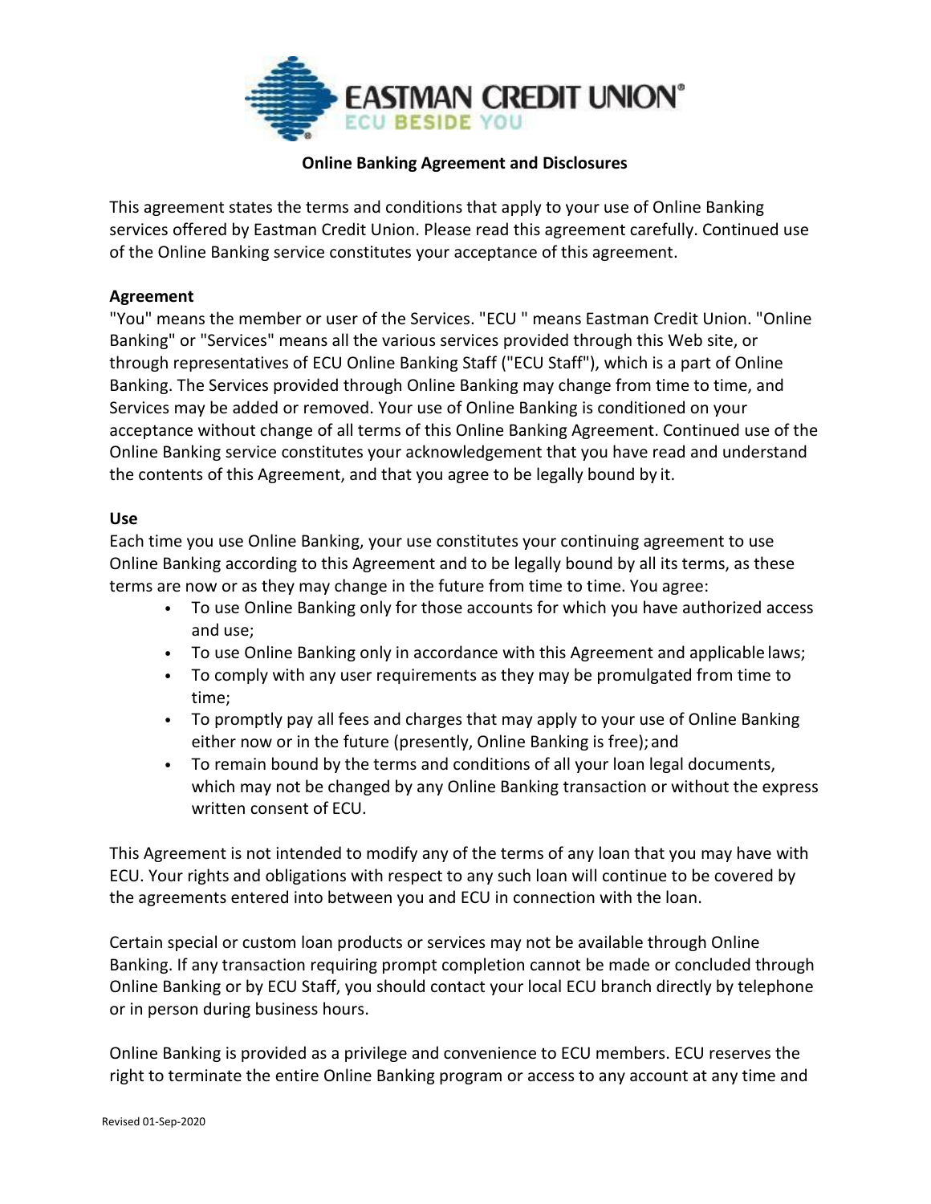EASTMAN CREDIT UNION®
ECU BESIDE YOU

**Online Banking Agreement and Disclosures**

This agreement states the terms and conditions that apply to your use of Online Banking services offered by Eastman Credit Union. Please read this agreement carefully. Continued use of the Online Banking service constitutes your acceptance of this agreement.

**Agreement**

"You" means the member or user of the Services. "ECU " means Eastman Credit Union. "Online Banking" or "Services" means all the various services provided through this Web site, or through representatives of ECU Online Banking Staff ("ECU Staff"), which is a part of Online Banking. The Services provided through Online Banking may change from time to time, and Services may be added or removed. Your use of Online Banking is conditioned on your acceptance without change of all terms of this Online Banking Agreement. Continued use of the Online Banking service constitutes your acknowledgement that you have read and understand the contents of this Agreement, and that you agree to be legally bound by it.

**Use**

Each time you use Online Banking, your use constitutes your continuing agreement to use Online Banking according to this Agreement and to be legally bound by all its terms, as these terms are now or as they may change in the future from time to time. You agree:

- To use Online Banking only for those accounts for which you have authorized access and use;
- To use Online Banking only in accordance with this Agreement and applicable laws;
- To comply with any user requirements as they may be promulgated from time to time;
- To promptly pay all fees and charges that may apply to your use of Online Banking either now or in the future (presently, Online Banking is free); and
- To remain bound by the terms and conditions of all your loan legal documents, which may not be changed by any Online Banking transaction or without the express written consent of ECU.

This Agreement is not intended to modify any of the terms of any loan that you may have with ECU. Your rights and obligations with respect to any such loan will continue to be covered by the agreements entered into between you and ECU in connection with the loan.

Certain special or custom loan products or services may not be available through Online Banking. If any transaction requiring prompt completion cannot be made or concluded through Online Banking or by ECU Staff, you should contact your local ECU branch directly by telephone or in person during business hours.

Online Banking is provided as a privilege and convenience to ECU members. ECU reserves the right to terminate the entire Online Banking program or access to any account at any time and

Revised 01-Sep-2020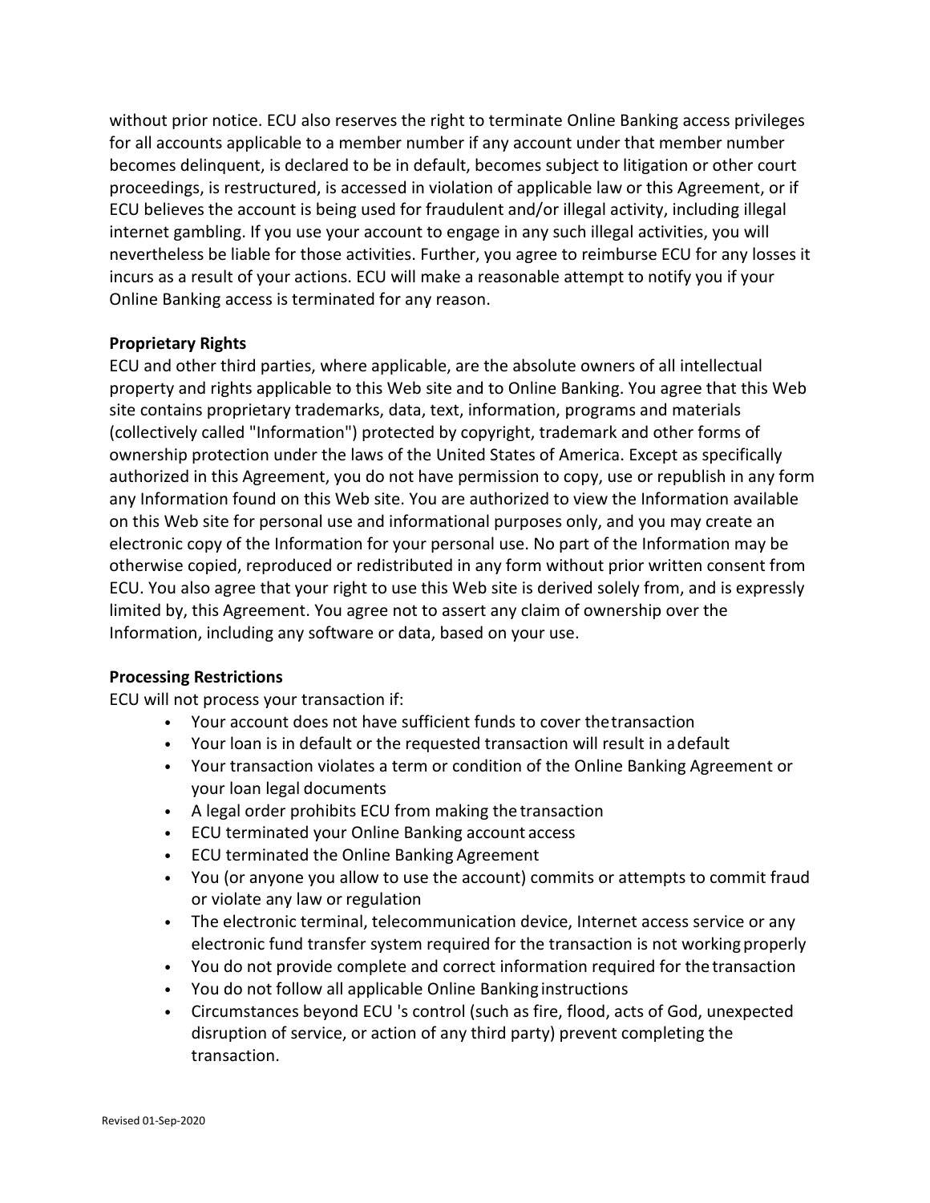without prior notice. ECU also reserves the right to terminate Online Banking access privileges for all accounts applicable to a member number if any account under that member number becomes delinquent, is declared to be in default, becomes subject to litigation or other court proceedings, is restructured, is accessed in violation of applicable law or this Agreement, or if ECU believes the account is being used for fraudulent and/or illegal activity, including illegal internet gambling. If you use your account to engage in any such illegal activities, you will nevertheless be liable for those activities. Further, you agree to reimburse ECU for any losses it incurs as a result of your actions. ECU will make a reasonable attempt to notify you if your Online Banking access is terminated for any reason.

**Proprietary Rights**

ECU and other third parties, where applicable, are the absolute owners of all intellectual property and rights applicable to this Web site and to Online Banking. You agree that this Web site contains proprietary trademarks, data, text, information, programs and materials (collectively called "Information") protected by copyright, trademark and other forms of ownership protection under the laws of the United States of America. Except as specifically authorized in this Agreement, you do not have permission to copy, use or republish in any form any Information found on this Web site. You are authorized to view the Information available on this Web site for personal use and informational purposes only, and you may create an electronic copy of the Information for your personal use. No part of the Information may be otherwise copied, reproduced or redistributed in any form without prior written consent from ECU. You also agree that your right to use this Web site is derived solely from, and is expressly limited by, this Agreement. You agree not to assert any claim of ownership over the Information, including any software or data, based on your use.

**Processing Restrictions**

ECU will not process your transaction if:

- Your account does not have sufficient funds to cover the transaction
- Your loan is in default or the requested transaction will result in a default
- Your transaction violates a term or condition of the Online Banking Agreement or your loan legal documents
- A legal order prohibits ECU from making the transaction
- ECU terminated your Online Banking account access
- ECU terminated the Online Banking Agreement
- You (or anyone you allow to use the account) commits or attempts to commit fraud or violate any law or regulation
- The electronic terminal, telecommunication device, Internet access service or any electronic fund transfer system required for the transaction is not working properly
- You do not provide complete and correct information required for the transaction
- You do not follow all applicable Online Banking instructions
- Circumstances beyond ECU 's control (such as fire, flood, acts of God, unexpected disruption of service, or action of any third party) prevent completing the transaction.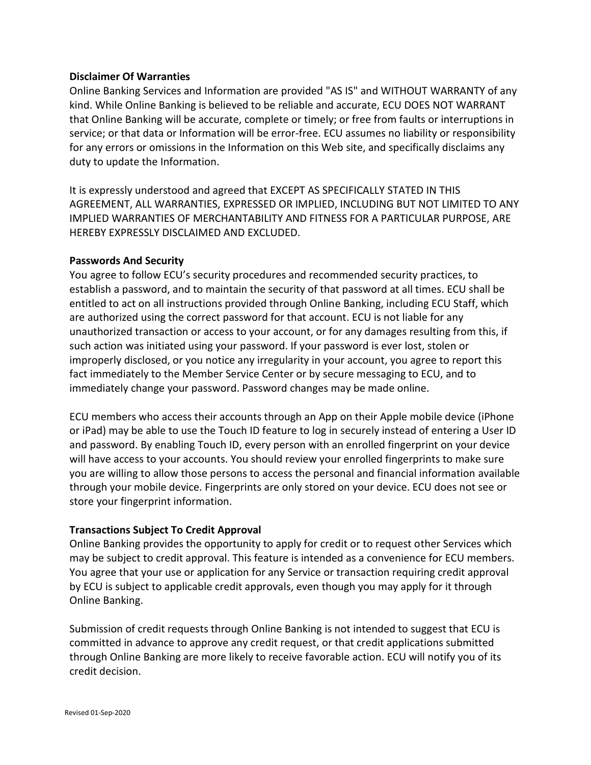### Disclaimer Of Warranties

Online Banking Services and Information are provided "AS IS" and WITHOUT WARRANTY of any kind. While Online Banking is believed to be reliable and accurate, ECU DOES NOT WARRANT that Online Banking will be accurate, complete or timely; or free from faults or interruptions in service; or that data or Information will be error-free. ECU assumes no liability or responsibility for any errors or omissions in the Information on this Web site, and specifically disclaims any duty to update the Information.

It is expressly understood and agreed that EXCEPT AS SPECIFICALLY STATED IN THIS AGREEMENT, ALL WARRANTIES, EXPRESSED OR IMPLIED, INCLUDING BUT NOT LIMITED TO ANY IMPLIED WARRANTIES OF MERCHANTABILITY AND FITNESS FOR A PARTICULAR PURPOSE, ARE HEREBY EXPRESSLY DISCLAIMED AND EXCLUDED.

### Passwords And Security

You agree to follow ECU's security procedures and recommended security practices, to establish a password, and to maintain the security of that password at all times. ECU shall be entitled to act on all instructions provided through Online Banking, including ECU Staff, which are authorized using the correct password for that account. ECU is not liable for any unauthorized transaction or access to your account, or for any damages resulting from this, if such action was initiated using your password. If your password is ever lost, stolen or improperly disclosed, or you notice any irregularity in your account, you agree to report this fact immediately to the Member Service Center or by secure messaging to ECU, and to immediately change your password. Password changes may be made online.

ECU members who access their accounts through an App on their Apple mobile device (iPhone or iPad) may be able to use the Touch ID feature to log in securely instead of entering a User ID and password. By enabling Touch ID, every person with an enrolled fingerprint on your device will have access to your accounts. You should review your enrolled fingerprints to make sure you are willing to allow those persons to access the personal and financial information available through your mobile device. Fingerprints are only stored on your device. ECU does not see or store your fingerprint information.

### Transactions Subject To Credit Approval

Online Banking provides the opportunity to apply for credit or to request other Services which may be subject to credit approval. This feature is intended as a convenience for ECU members. You agree that your use or application for any Service or transaction requiring credit approval by ECU is subject to applicable credit approvals, even though you may apply for it through Online Banking.

Submission of credit requests through Online Banking is not intended to suggest that ECU is committed in advance to approve any credit request, or that credit applications submitted through Online Banking are more likely to receive favorable action. ECU will notify you of its credit decision.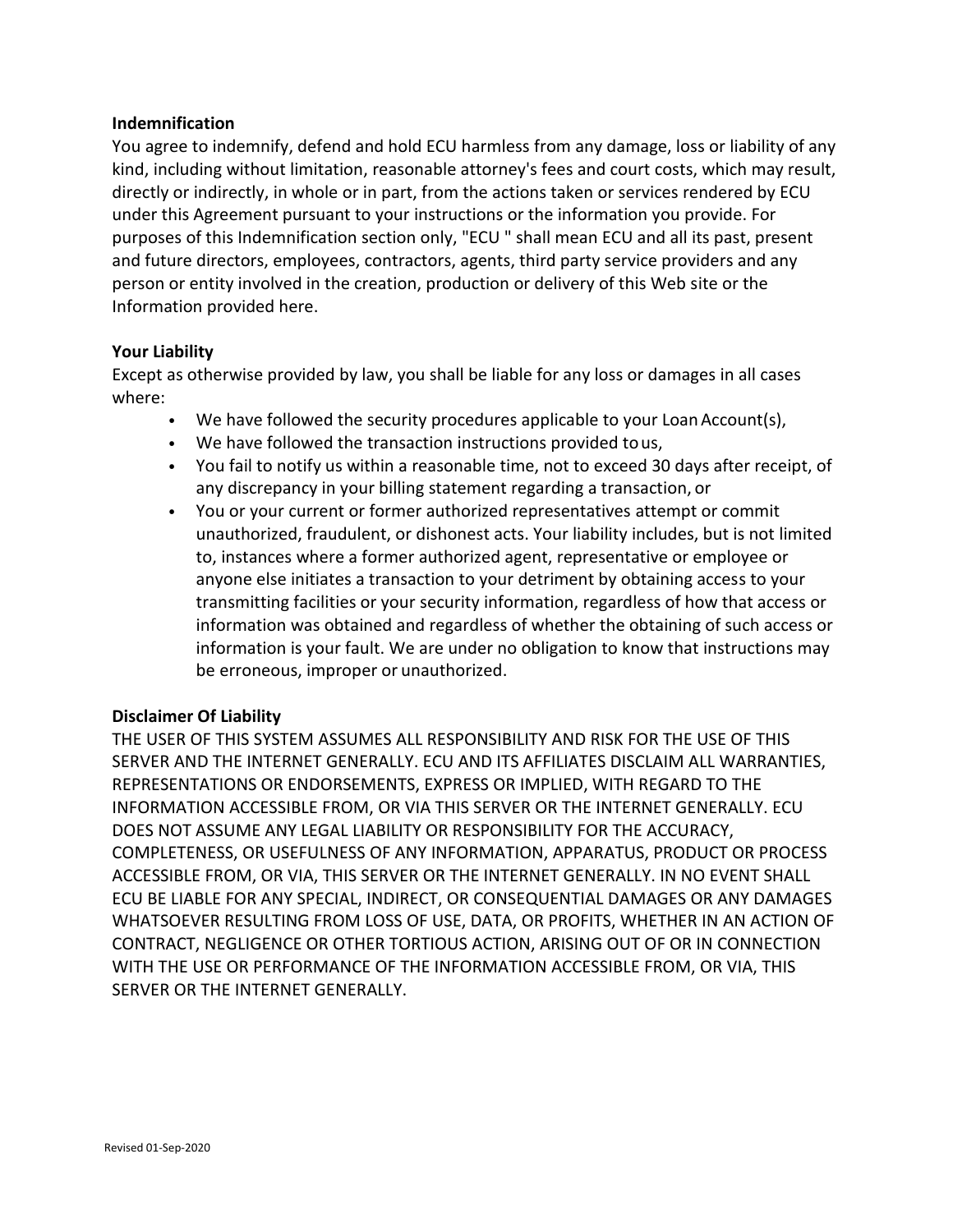### Indemnification

You agree to indemnify, defend and hold ECU harmless from any damage, loss or liability of any kind, including without limitation, reasonable attorney's fees and court costs, which may result, directly or indirectly, in whole or in part, from the actions taken or services rendered by ECU under this Agreement pursuant to your instructions or the information you provide. For purposes of this Indemnification section only, "ECU " shall mean ECU and all its past, present and future directors, employees, contractors, agents, third party service providers and any person or entity involved in the creation, production or delivery of this Web site or the Information provided here.

### Your Liability

Except as otherwise provided by law, you shall be liable for any loss or damages in all cases where:

- We have followed the security procedures applicable to your Loan Account(s),
- We have followed the transaction instructions provided to us,
- You fail to notify us within a reasonable time, not to exceed 30 days after receipt, of any discrepancy in your billing statement regarding a transaction, or
- You or your current or former authorized representatives attempt or commit unauthorized, fraudulent, or dishonest acts. Your liability includes, but is not limited to, instances where a former authorized agent, representative or employee or anyone else initiates a transaction to your detriment by obtaining access to your transmitting facilities or your security information, regardless of how that access or information was obtained and regardless of whether the obtaining of such access or information is your fault. We are under no obligation to know that instructions may be erroneous, improper or unauthorized.

### Disclaimer Of Liability

THE USER OF THIS SYSTEM ASSUMES ALL RESPONSIBILITY AND RISK FOR THE USE OF THIS SERVER AND THE INTERNET GENERALLY. ECU AND ITS AFFILIATES DISCLAIM ALL WARRANTIES, REPRESENTATIONS OR ENDORSEMENTS, EXPRESS OR IMPLIED, WITH REGARD TO THE INFORMATION ACCESSIBLE FROM, OR VIA THIS SERVER OR THE INTERNET GENERALLY. ECU DOES NOT ASSUME ANY LEGAL LIABILITY OR RESPONSIBILITY FOR THE ACCURACY, COMPLETENESS, OR USEFULNESS OF ANY INFORMATION, APPARATUS, PRODUCT OR PROCESS ACCESSIBLE FROM, OR VIA, THIS SERVER OR THE INTERNET GENERALLY. IN NO EVENT SHALL ECU BE LIABLE FOR ANY SPECIAL, INDIRECT, OR CONSEQUENTIAL DAMAGES OR ANY DAMAGES WHATSOEVER RESULTING FROM LOSS OF USE, DATA, OR PROFITS, WHETHER IN AN ACTION OF CONTRACT, NEGLIGENCE OR OTHER TORTIOUS ACTION, ARISING OUT OF OR IN CONNECTION WITH THE USE OR PERFORMANCE OF THE INFORMATION ACCESSIBLE FROM, OR VIA, THIS SERVER OR THE INTERNET GENERALLY.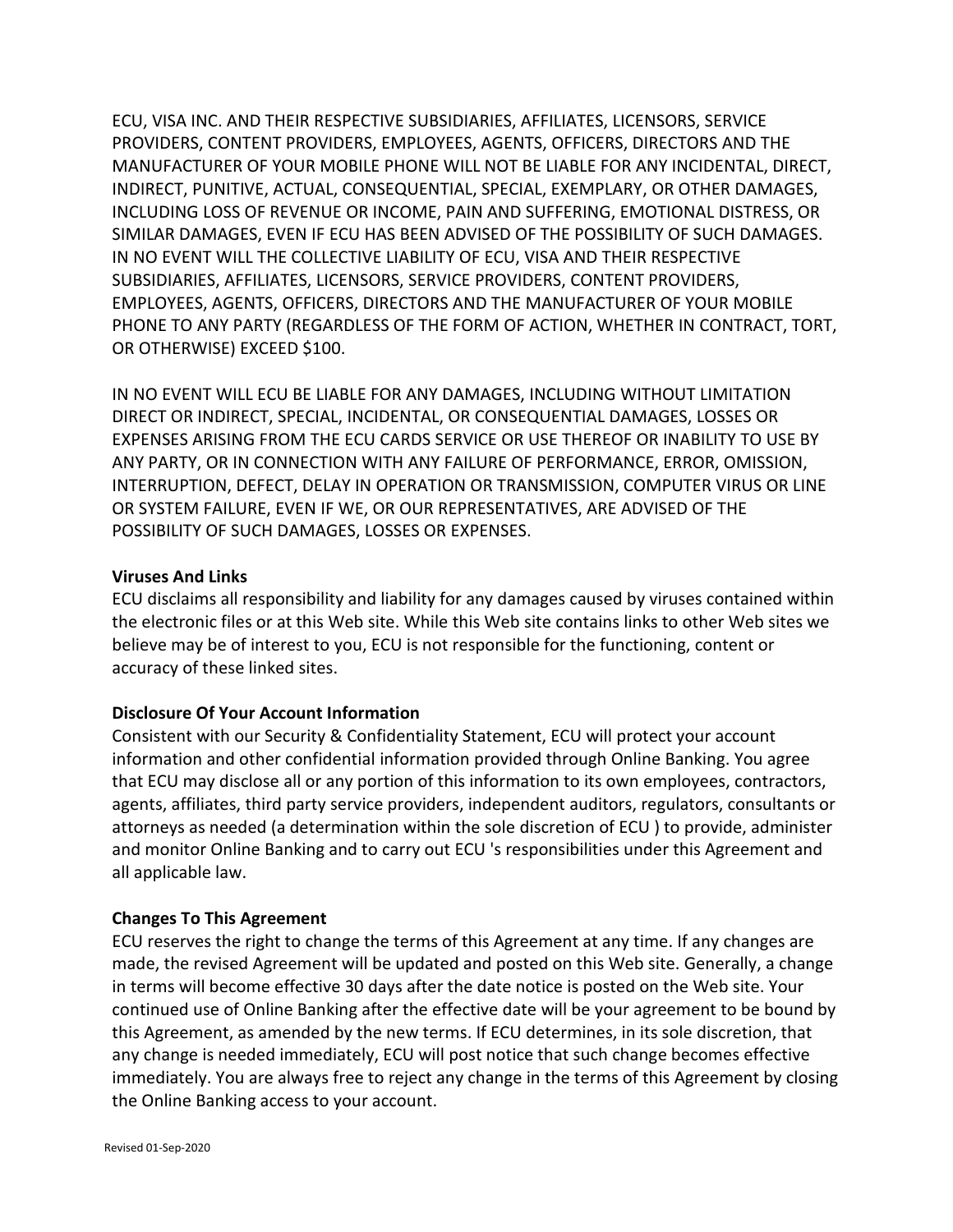ECU, VISA INC. AND THEIR RESPECTIVE SUBSIDIARIES, AFFILIATES, LICENSORS, SERVICE PROVIDERS, CONTENT PROVIDERS, EMPLOYEES, AGENTS, OFFICERS, DIRECTORS AND THE MANUFACTURER OF YOUR MOBILE PHONE WILL NOT BE LIABLE FOR ANY INCIDENTAL, DIRECT, INDIRECT, PUNITIVE, ACTUAL, CONSEQUENTIAL, SPECIAL, EXEMPLARY, OR OTHER DAMAGES, INCLUDING LOSS OF REVENUE OR INCOME, PAIN AND SUFFERING, EMOTIONAL DISTRESS, OR SIMILAR DAMAGES, EVEN IF ECU HAS BEEN ADVISED OF THE POSSIBILITY OF SUCH DAMAGES. IN NO EVENT WILL THE COLLECTIVE LIABILITY OF ECU, VISA AND THEIR RESPECTIVE SUBSIDIARIES, AFFILIATES, LICENSORS, SERVICE PROVIDERS, CONTENT PROVIDERS, EMPLOYEES, AGENTS, OFFICERS, DIRECTORS AND THE MANUFACTURER OF YOUR MOBILE PHONE TO ANY PARTY (REGARDLESS OF THE FORM OF ACTION, WHETHER IN CONTRACT, TORT, OR OTHERWISE) EXCEED $100.

IN NO EVENT WILL ECU BE LIABLE FOR ANY DAMAGES, INCLUDING WITHOUT LIMITATION DIRECT OR INDIRECT, SPECIAL, INCIDENTAL, OR CONSEQUENTIAL DAMAGES, LOSSES OR EXPENSES ARISING FROM THE ECU CARDS SERVICE OR USE THEREOF OR INABILITY TO USE BY ANY PARTY, OR IN CONNECTION WITH ANY FAILURE OF PERFORMANCE, ERROR, OMISSION, INTERRUPTION, DEFECT, DELAY IN OPERATION OR TRANSMISSION, COMPUTER VIRUS OR LINE OR SYSTEM FAILURE, EVEN IF WE, OR OUR REPRESENTATIVES, ARE ADVISED OF THE POSSIBILITY OF SUCH DAMAGES, LOSSES OR EXPENSES.

**Viruses And Links**

ECU disclaims all responsibility and liability for any damages caused by viruses contained within the electronic files or at this Web site. While this Web site contains links to other Web sites we believe may be of interest to you, ECU is not responsible for the functioning, content or accuracy of these linked sites.

**Disclosure Of Your Account Information**

Consistent with our Security & Confidentiality Statement, ECU will protect your account information and other confidential information provided through Online Banking. You agree that ECU may disclose all or any portion of this information to its own employees, contractors, agents, affiliates, third party service providers, independent auditors, regulators, consultants or attorneys as needed (a determination within the sole discretion of ECU ) to provide, administer and monitor Online Banking and to carry out ECU 's responsibilities under this Agreement and all applicable law.

**Changes To This Agreement**

ECU reserves the right to change the terms of this Agreement at any time. If any changes are made, the revised Agreement will be updated and posted on this Web site. Generally, a change in terms will become effective 30 days after the date notice is posted on the Web site. Your continued use of Online Banking after the effective date will be your agreement to be bound by this Agreement, as amended by the new terms. If ECU determines, in its sole discretion, that any change is needed immediately, ECU will post notice that such change becomes effective immediately. You are always free to reject any change in the terms of this Agreement by closing the Online Banking access to your account.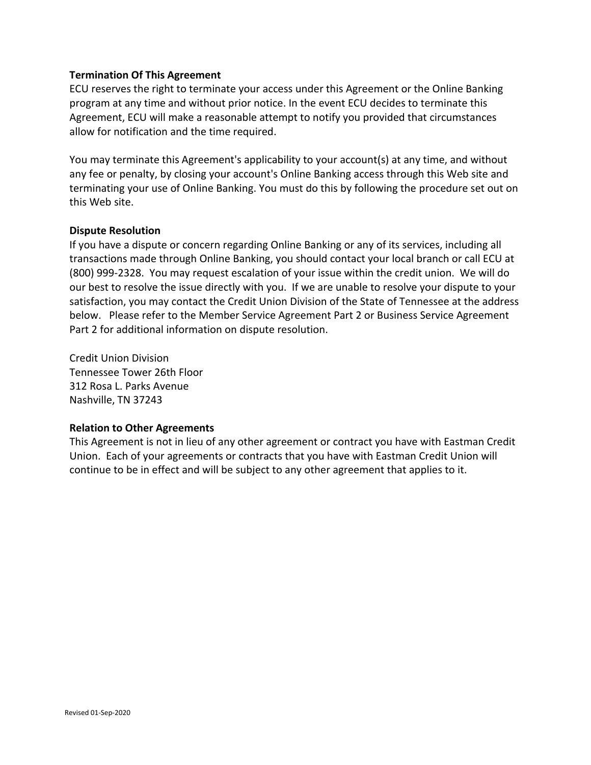**Termination Of This Agreement**

ECU reserves the right to terminate your access under this Agreement or the Online Banking program at any time and without prior notice. In the event ECU decides to terminate this Agreement, ECU will make a reasonable attempt to notify you provided that circumstances allow for notification and the time required.

You may terminate this Agreement's applicability to your account(s) at any time, and without any fee or penalty, by closing your account's Online Banking access through this Web site and terminating your use of Online Banking. You must do this by following the procedure set out on this Web site.

**Dispute Resolution**

If you have a dispute or concern regarding Online Banking or any of its services, including all transactions made through Online Banking, you should contact your local branch or call ECU at (800) 999-2328. You may request escalation of your issue within the credit union. We will do our best to resolve the issue directly with you. If we are unable to resolve your dispute to your satisfaction, you may contact the Credit Union Division of the State of Tennessee at the address below. Please refer to the Member Service Agreement Part 2 or Business Service Agreement Part 2 for additional information on dispute resolution.

Credit Union Division
Tennessee Tower 26th Floor
312 Rosa L. Parks Avenue
Nashville, TN 37243

**Relation to Other Agreements**

This Agreement is not in lieu of any other agreement or contract you have with Eastman Credit Union. Each of your agreements or contracts that you have with Eastman Credit Union will continue to be in effect and will be subject to any other agreement that applies to it.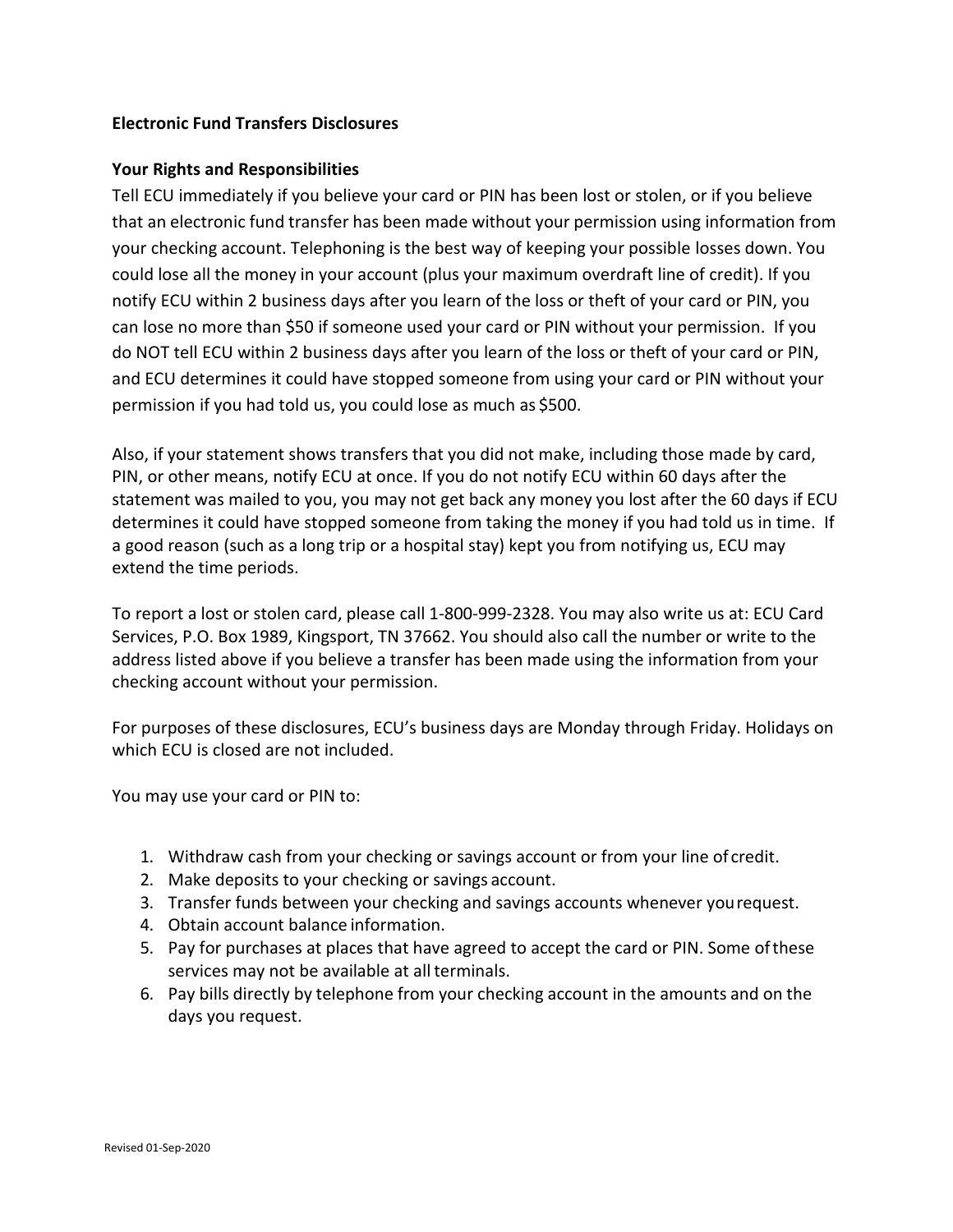**Electronic Fund Transfers Disclosures**

**Your Rights and Responsibilities**

Tell ECU immediately if you believe your card or PIN has been lost or stolen, or if you believe that an electronic fund transfer has been made without your permission using information from your checking account. Telephoning is the best way of keeping your possible losses down. You could lose all the money in your account (plus your maximum overdraft line of credit). If you notify ECU within 2 business days after you learn of the loss or theft of your card or PIN, you can lose no more than $50 if someone used your card or PIN without your permission. If you do NOT tell ECU within 2 business days after you learn of the loss or theft of your card or PIN, and ECU determines it could have stopped someone from using your card or PIN without your permission if you had told us, you could lose as much as $500.

Also, if your statement shows transfers that you did not make, including those made by card, PIN, or other means, notify ECU at once. If you do not notify ECU within 60 days after the statement was mailed to you, you may not get back any money you lost after the 60 days if ECU determines it could have stopped someone from taking the money if you had told us in time. If a good reason (such as a long trip or a hospital stay) kept you from notifying us, ECU may extend the time periods.

To report a lost or stolen card, please call 1-800-999-2328. You may also write us at: ECU Card Services, P.O. Box 1989, Kingsport, TN 37662. You should also call the number or write to the address listed above if you believe a transfer has been made using the information from your checking account without your permission.

For purposes of these disclosures, ECU's business days are Monday through Friday. Holidays on which ECU is closed are not included.

You may use your card or PIN to:

1. Withdraw cash from your checking or savings account or from your line of credit.
2. Make deposits to your checking or savings account.
3. Transfer funds between your checking and savings accounts whenever you request.
4. Obtain account balance information.
5. Pay for purchases at places that have agreed to accept the card or PIN. Some of these services may not be available at all terminals.
6. Pay bills directly by telephone from your checking account in the amounts and on the days you request.

Revised 01-Sep-2020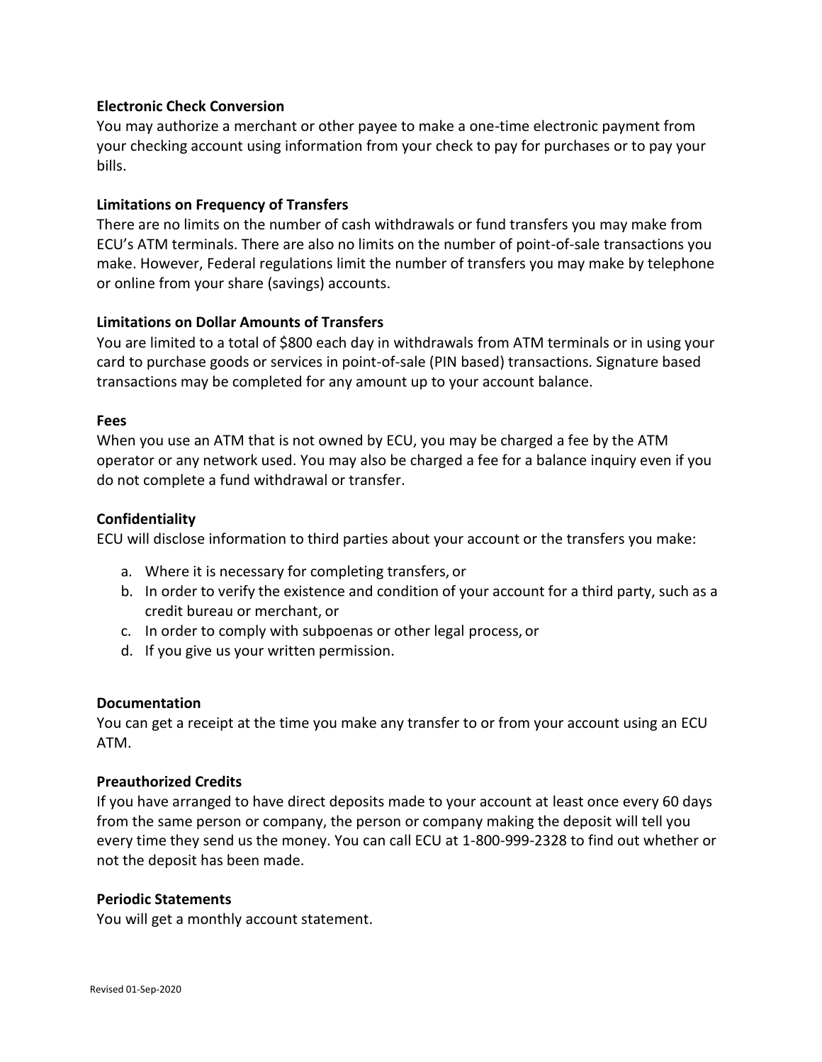**Electronic Check Conversion**

You may authorize a merchant or other payee to make a one-time electronic payment from your checking account using information from your check to pay for purchases or to pay your bills.

**Limitations on Frequency of Transfers**

There are no limits on the number of cash withdrawals or fund transfers you may make from ECU's ATM terminals. There are also no limits on the number of point-of-sale transactions you make. However, Federal regulations limit the number of transfers you may make by telephone or online from your share (savings) accounts.

**Limitations on Dollar Amounts of Transfers**

You are limited to a total of $800 each day in withdrawals from ATM terminals or in using your card to purchase goods or services in point-of-sale (PIN based) transactions. Signature based transactions may be completed for any amount up to your account balance.

**Fees**

When you use an ATM that is not owned by ECU, you may be charged a fee by the ATM operator or any network used. You may also be charged a fee for a balance inquiry even if you do not complete a fund withdrawal or transfer.

**Confidentiality**

ECU will disclose information to third parties about your account or the transfers you make:

a. Where it is necessary for completing transfers, or
b. In order to verify the existence and condition of your account for a third party, such as a credit bureau or merchant, or
c. In order to comply with subpoenas or other legal process, or
d. If you give us your written permission.

**Documentation**

You can get a receipt at the time you make any transfer to or from your account using an ECU ATM.

**Preauthorized Credits**

If you have arranged to have direct deposits made to your account at least once every 60 days from the same person or company, the person or company making the deposit will tell you every time they send us the money. You can call ECU at 1-800-999-2328 to find out whether or not the deposit has been made.

**Periodic Statements**

You will get a monthly account statement.

Revised 01-Sep-2020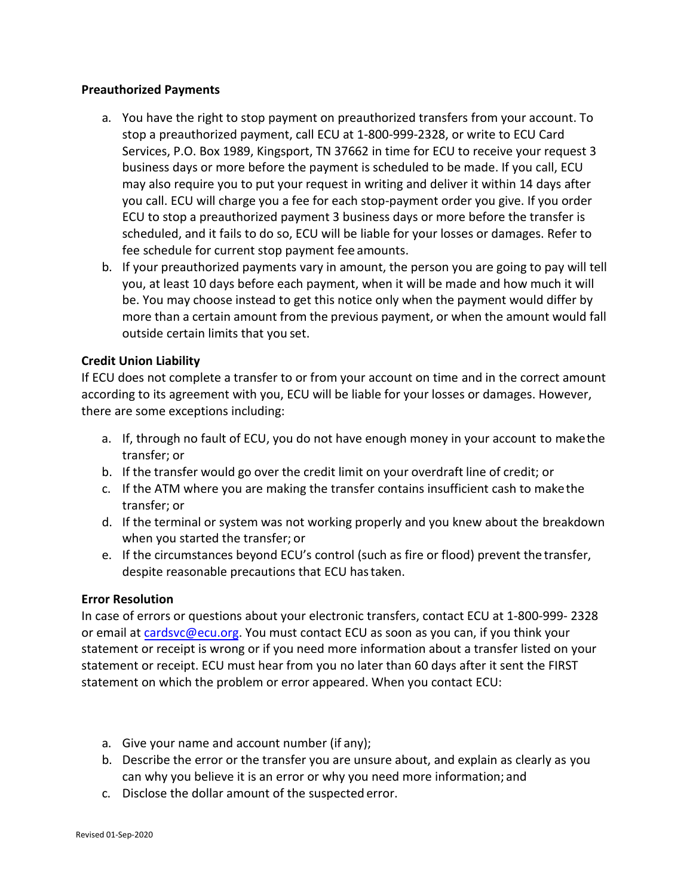**Preauthorized Payments**

a. You have the right to stop payment on preauthorized transfers from your account. To stop a preauthorized payment, call ECU at 1-800-999-2328, or write to ECU Card Services, P.O. Box 1989, Kingsport, TN 37662 in time for ECU to receive your request 3 business days or more before the payment is scheduled to be made. If you call, ECU may also require you to put your request in writing and deliver it within 14 days after you call. ECU will charge you a fee for each stop-payment order you give. If you order ECU to stop a preauthorized payment 3 business days or more before the transfer is scheduled, and it fails to do so, ECU will be liable for your losses or damages. Refer to fee schedule for current stop payment fee amounts.
b. If your preauthorized payments vary in amount, the person you are going to pay will tell you, at least 10 days before each payment, when it will be made and how much it will be. You may choose instead to get this notice only when the payment would differ by more than a certain amount from the previous payment, or when the amount would fall outside certain limits that you set.

**Credit Union Liability**

If ECU does not complete a transfer to or from your account on time and in the correct amount according to its agreement with you, ECU will be liable for your losses or damages. However, there are some exceptions including:

a. If, through no fault of ECU, you do not have enough money in your account to make the transfer; or
b. If the transfer would go over the credit limit on your overdraft line of credit; or
c. If the ATM where you are making the transfer contains insufficient cash to make the transfer; or
d. If the terminal or system was not working properly and you knew about the breakdown when you started the transfer; or
e. If the circumstances beyond ECU's control (such as fire or flood) prevent the transfer, despite reasonable precautions that ECU has taken.

**Error Resolution**

In case of errors or questions about your electronic transfers, contact ECU at 1-800-999- 2328 or email at cardsvc@ecu.org. You must contact ECU as soon as you can, if you think your statement or receipt is wrong or if you need more information about a transfer listed on your statement or receipt. ECU must hear from you no later than 60 days after it sent the FIRST statement on which the problem or error appeared. When you contact ECU:

a. Give your name and account number (if any);
b. Describe the error or the transfer you are unsure about, and explain as clearly as you can why you believe it is an error or why you need more information; and
c. Disclose the dollar amount of the suspected error.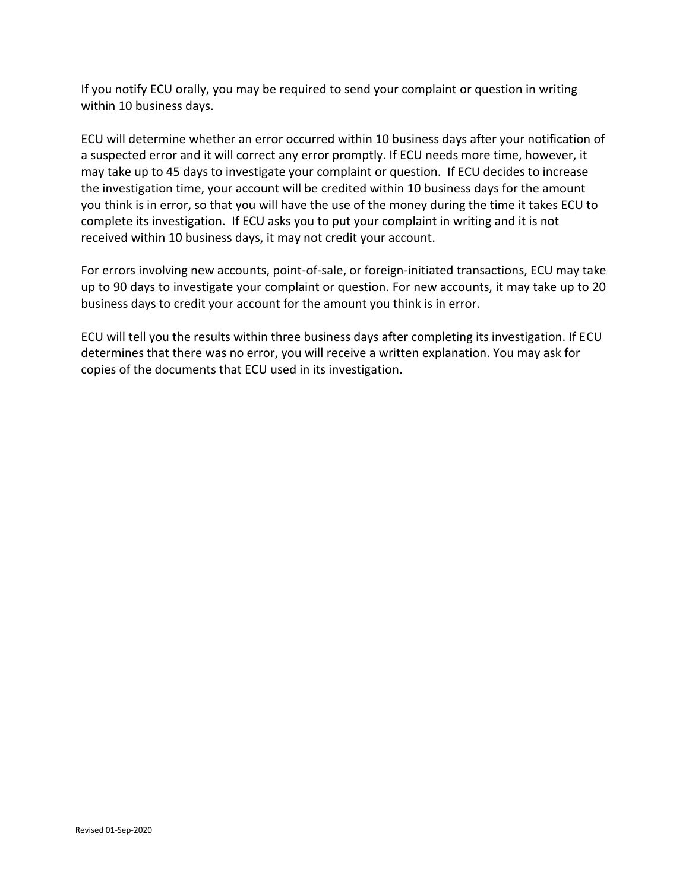If you notify ECU orally, you may be required to send your complaint or question in writing within 10 business days.

ECU will determine whether an error occurred within 10 business days after your notification of a suspected error and it will correct any error promptly. If ECU needs more time, however, it may take up to 45 days to investigate your complaint or question. If ECU decides to increase the investigation time, your account will be credited within 10 business days for the amount you think is in error, so that you will have the use of the money during the time it takes ECU to complete its investigation. If ECU asks you to put your complaint in writing and it is not received within 10 business days, it may not credit your account.

For errors involving new accounts, point-of-sale, or foreign-initiated transactions, ECU may take up to 90 days to investigate your complaint or question. For new accounts, it may take up to 20 business days to credit your account for the amount you think is in error.

ECU will tell you the results within three business days after completing its investigation. If ECU determines that there was no error, you will receive a written explanation. You may ask for copies of the documents that ECU used in its investigation.

Revised 01-Sep-2020